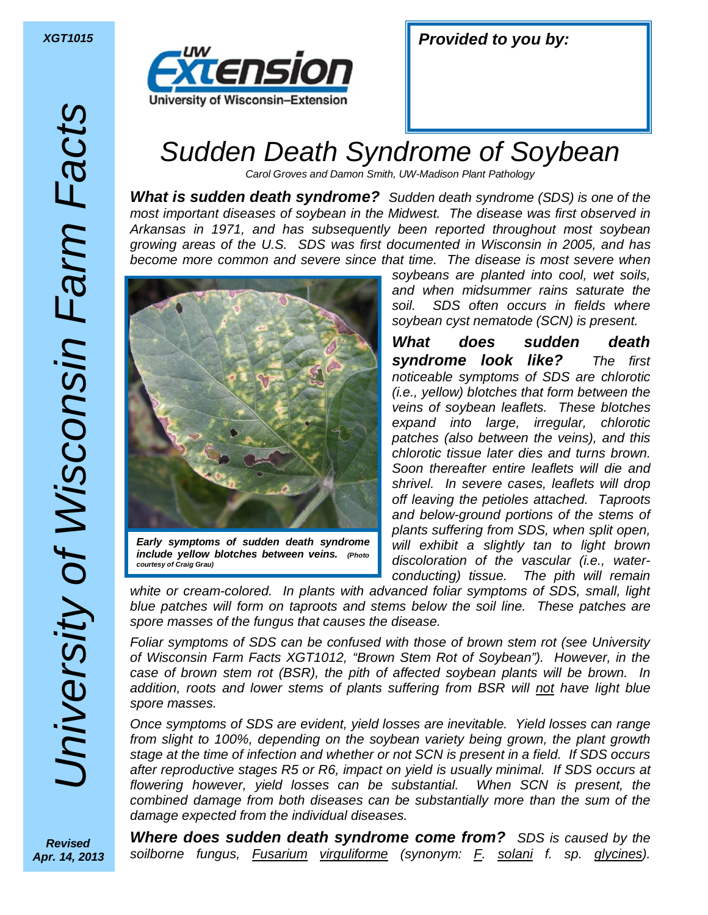XGT1015

University of Wisconsin Farm Facts

**Provided to you by:**

# Sudden Death Syndrome of Soybean

*Carol Groves and Damon Smith, UW-Madison Plant Pathology*

***What is sudden death syndrome?*** *Sudden death syndrome (SDS) is one of the most important diseases of soybean in the Midwest. The disease was first observed in Arkansas in 1971, and has subsequently been reported throughout most soybean growing areas of the U.S. SDS was first documented in Wisconsin in 2005, and has become more common and severe since that time. The disease is most severe when soybeans are planted into cool, wet soils, and when midsummer rains saturate the soil. SDS often occurs in fields where soybean cyst nematode (SCN) is present.*

***Early symptoms of sudden death syndrome include yellow blotches between veins.*** *(Photo courtesy of Craig Grau)*

***What does sudden death syndrome look like?*** *The first noticeable symptoms of SDS are chlorotic (i.e., yellow) blotches that form between the veins of soybean leaflets. These blotches expand into large, irregular, chlorotic patches (also between the veins), and this chlorotic tissue later dies and turns brown. Soon thereafter entire leaflets will die and shrivel. In severe cases, leaflets will drop off leaving the petioles attached. Taproots and below-ground portions of the stems of plants suffering from SDS, when split open, will exhibit a slightly tan to light brown discoloration of the vascular (i.e., water-conducting) tissue. The pith will remain white or cream-colored. In plants with advanced foliar symptoms of SDS, small, light blue patches will form on taproots and stems below the soil line. These patches are spore masses of the fungus that causes the disease.*

*Foliar symptoms of SDS can be confused with those of brown stem rot (see University of Wisconsin Farm Facts XGT1012, "Brown Stem Rot of Soybean"). However, in the case of brown stem rot (BSR), the pith of affected soybean plants will be brown. In addition, roots and lower stems of plants suffering from BSR will not have light blue spore masses.*

*Once symptoms of SDS are evident, yield losses are inevitable. Yield losses can range from slight to 100%, depending on the soybean variety being grown, the plant growth stage at the time of infection and whether or not SCN is present in a field. If SDS occurs after reproductive stages R5 or R6, impact on yield is usually minimal. If SDS occurs at flowering however, yield losses can be substantial. When SCN is present, the combined damage from both diseases can be substantially more than the sum of the damage expected from the individual diseases.*

***Where does sudden death syndrome come from?*** *SDS is caused by the soilborne fungus, Fusarium virguliforme (synonym: F. solani f. sp. glycines).*

*Revised Apr. 14, 2013*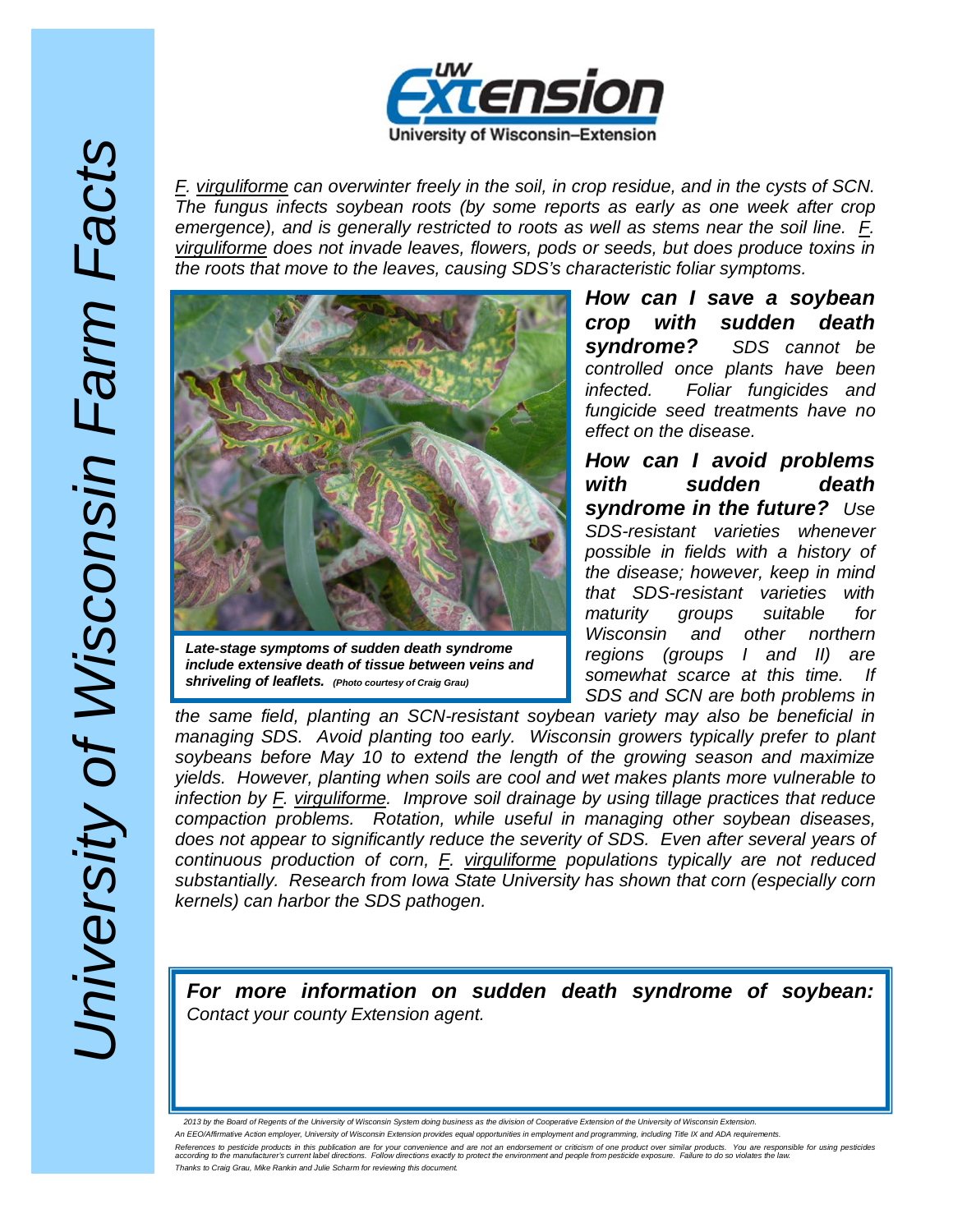*F. virguliforme can overwinter freely in the soil, in crop residue, and in the cysts of SCN. The fungus infects soybean roots (by some reports as early as one week after crop emergence), and is generally restricted to roots as well as stems near the soil line. F. virguliforme does not invade leaves, flowers, pods or seeds, but does produce toxins in the roots that move to the leaves, causing SDS's characteristic foliar symptoms.*

***Late-stage symptoms of sudden death syndrome include extensive death of tissue between veins and shriveling of leaflets.*** *(Photo courtesy of Craig Grau)*

***How can I save a soybean crop with sudden death syndrome?*** *SDS cannot be controlled once plants have been infected. Foliar fungicides and fungicide seed treatments have no effect on the disease.*

***How can I avoid problems with sudden death syndrome in the future?*** *Use SDS-resistant varieties whenever possible in fields with a history of the disease; however, keep in mind that SDS-resistant varieties with maturity groups suitable for Wisconsin and other northern regions (groups I and II) are somewhat scarce at this time. If SDS and SCN are both problems in the same field, planting an SCN-resistant soybean variety may also be beneficial in managing SDS. Avoid planting too early. Wisconsin growers typically prefer to plant soybeans before May 10 to extend the length of the growing season and maximize yields. However, planting when soils are cool and wet makes plants more vulnerable to infection by F. virguliforme. Improve soil drainage by using tillage practices that reduce compaction problems. Rotation, while useful in managing other soybean diseases, does not appear to significantly reduce the severity of SDS. Even after several years of continuous production of corn, F. virguliforme populations typically are not reduced substantially. Research from Iowa State University has shown that corn (especially corn kernels) can harbor the SDS pathogen.*

***For more information on sudden death syndrome of soybean:*** *Contact your county Extension agent.*

*2013 by the Board of Regents of the University of Wisconsin System doing business as the division of Cooperative Extension of the University of Wisconsin Extension.*
*An EEO/Affirmative Action employer, University of Wisconsin Extension provides equal opportunities in employment and programming, including Title IX and ADA requirements.*
*References to pesticide products in this publication are for your convenience and are not an endorsement or criticism of one product over similar products. You are responsible for using pesticides according to the manufacturer's current label directions. Follow directions exactly to protect the environment and people from pesticide exposure. Failure to do so violates the law.*
*Thanks to Craig Grau, Mike Rankin and Julie Scharm for reviewing this document.*